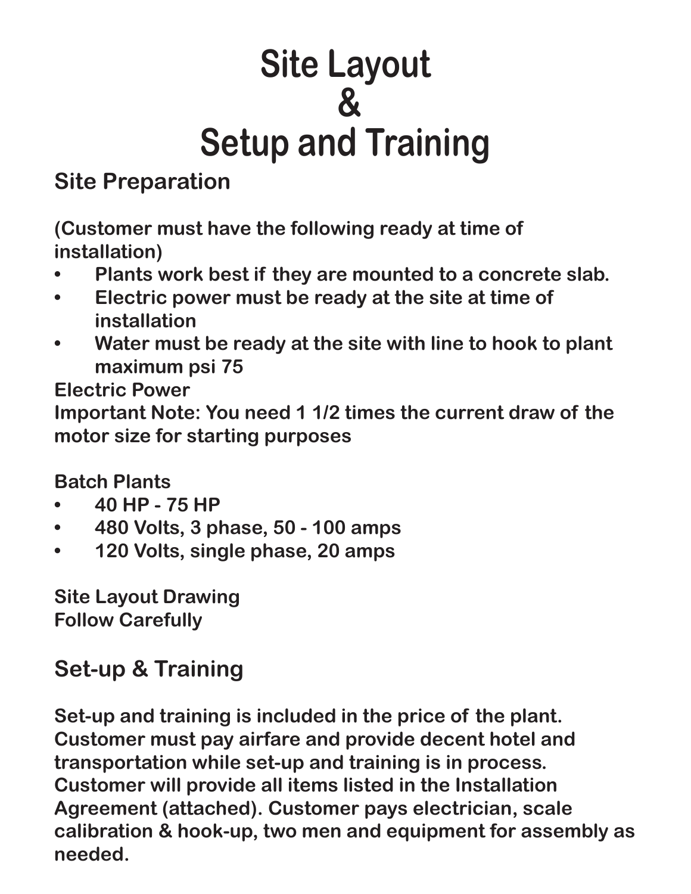# Site Layout
# &
# Setup and Training

## Site Preparation

**(Customer must have the following ready at time of installation)**

- **Plants work best if they are mounted to a concrete slab.**
- **Electric power must be ready at the site at time of installation**
- **Water must be ready at the site with line to hook to plant maximum psi 75**

**Electric Power**
**Important Note: You need 1 1/2 times the current draw of the motor size for starting purposes**

**Batch Plants**

- **40 HP - 75 HP**
- **480 Volts, 3 phase, 50 - 100 amps**
- **120 Volts, single phase, 20 amps**

**Site Layout Drawing**
**Follow Carefully**

## Set-up & Training

**Set-up and training is included in the price of the plant. Customer must pay airfare and provide decent hotel and transportation while set-up and training is in process. Customer will provide all items listed in the Installation Agreement (attached). Customer pays electrician, scale calibration & hook-up, two men and equipment for assembly as needed.**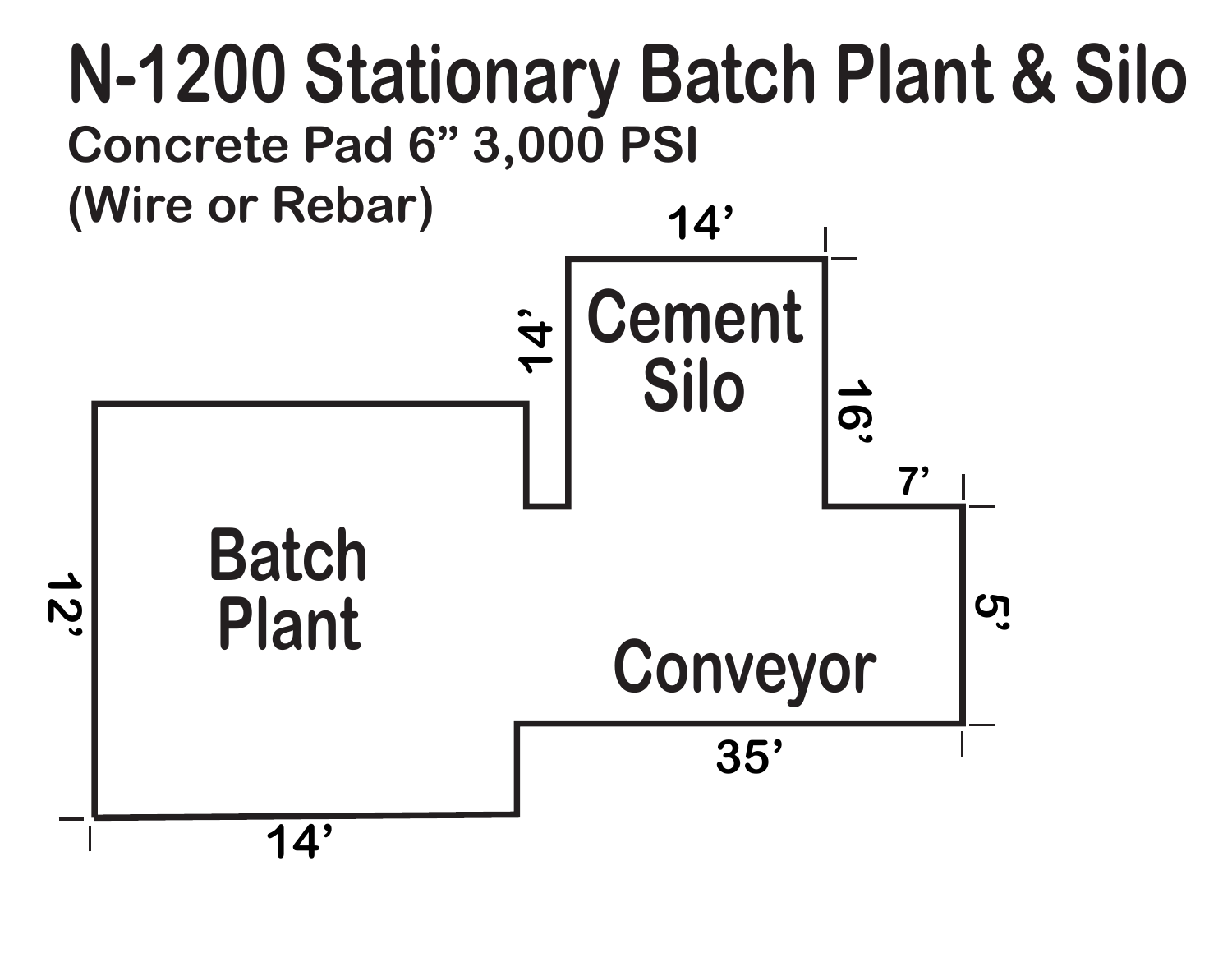# N-1200 Stationary Batch Plant & Silo

## Concrete Pad 6" 3,000 PSI

## (Wire or Rebar)

14'

14'

Cement Silo

16'

7'

Batch Plant

12'

5'

Conveyor

35'

14'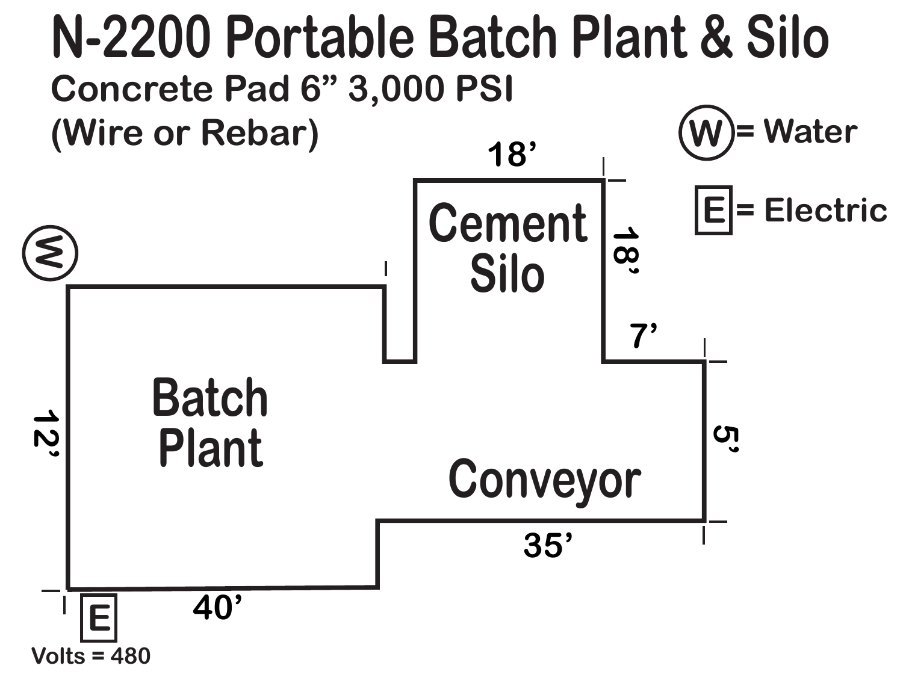# N-2200 Portable Batch Plant & Silo

## Concrete Pad 6" 3,000 PSI

## (Wire or Rebar)

W = Water

E = Electric

Cement Silo

Batch Plant

Conveyor

18'

18'

7'

5'

35'

40'

12'

W

E

Volts = 480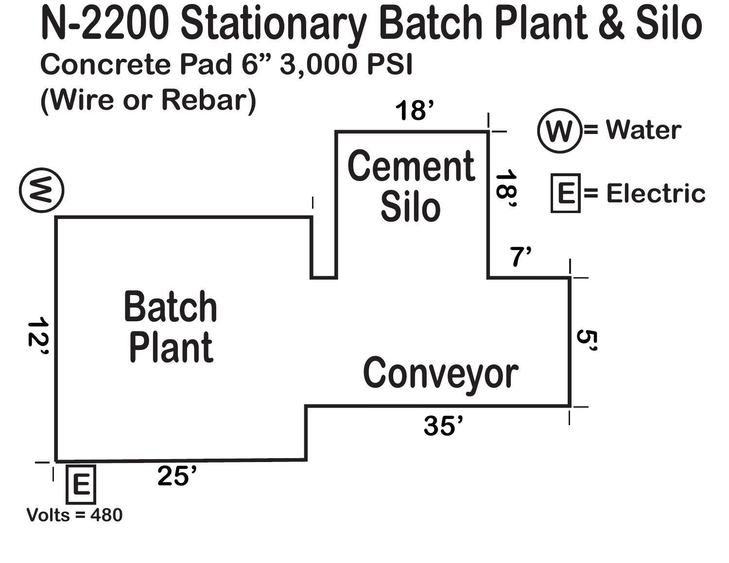# N-2200 Stationary Batch Plant & Silo

## Concrete Pad 6” 3,000 PSI

## (Wire or Rebar)

W = Water

E = Electric

W

Cement Silo

18’

18’

7’

Batch Plant

12’

Conveyor

5’

35’

25’

E

Volts = 480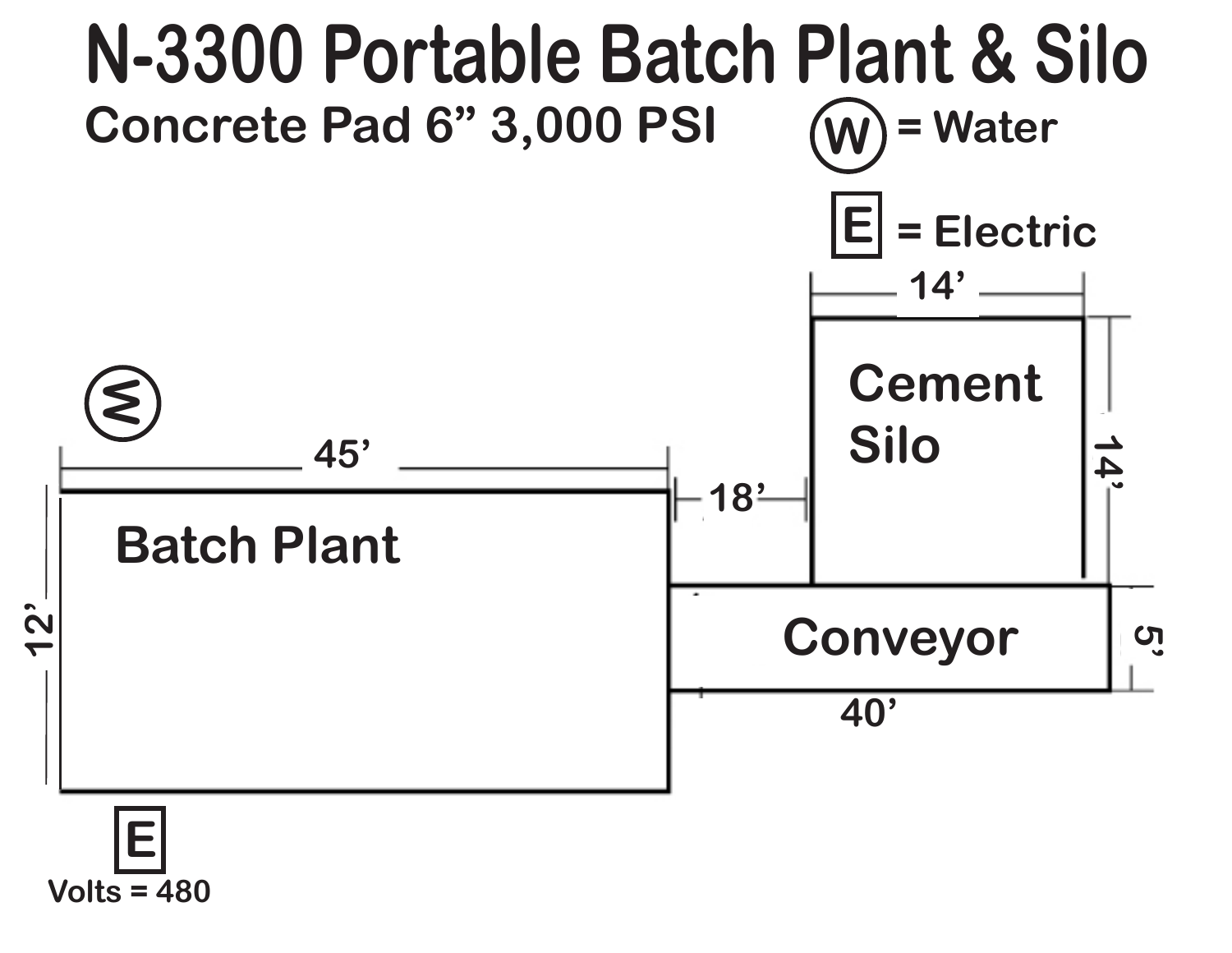# N-3300 Portable Batch Plant & Silo

**Concrete Pad 6" 3,000 PSI**

(W) = Water

[E] = Electric

Cement Silo: 14' × 14'

Batch Plant: 45' × 12'

18' (between Batch Plant and Cement Silo)

Conveyor: 40' × 5'

(W)

[E] Volts = 480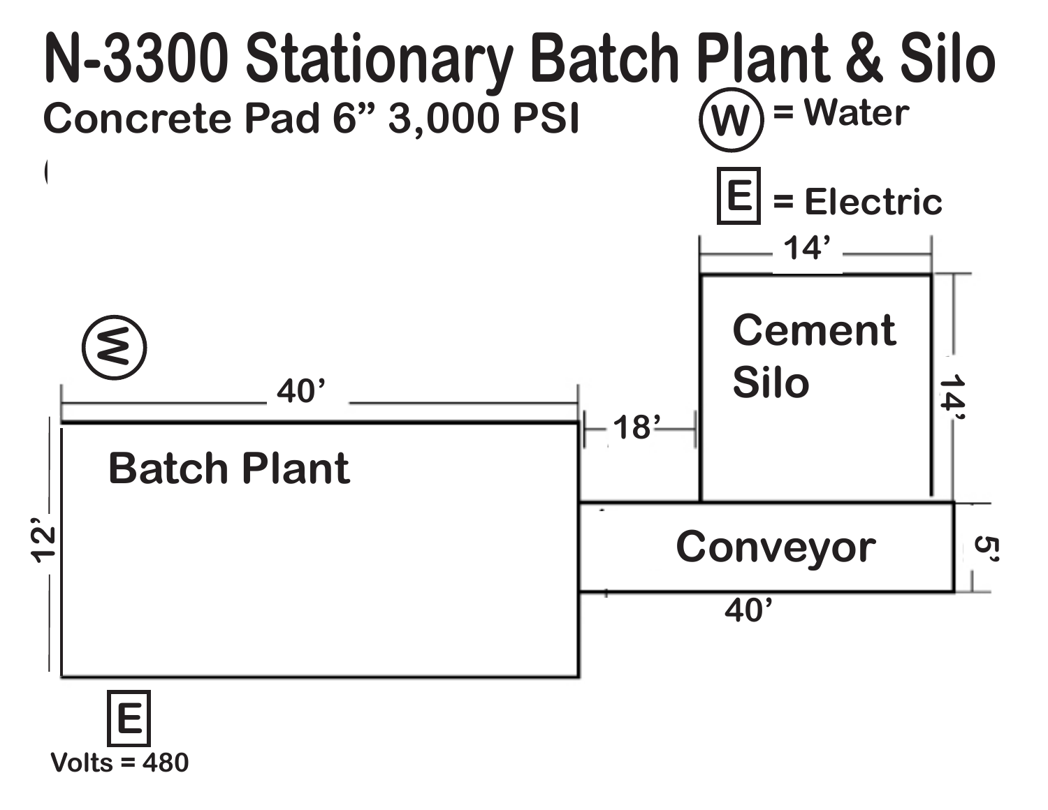# N-3300 Stationary Batch Plant & Silo

## Concrete Pad 6” 3,000 PSI

(W) = Water

[E] = Electric

14’

Cement Silo

14’

(W)

40’

18’

Batch Plant

12’

Conveyor

5’

40’

[E]

Volts = 480